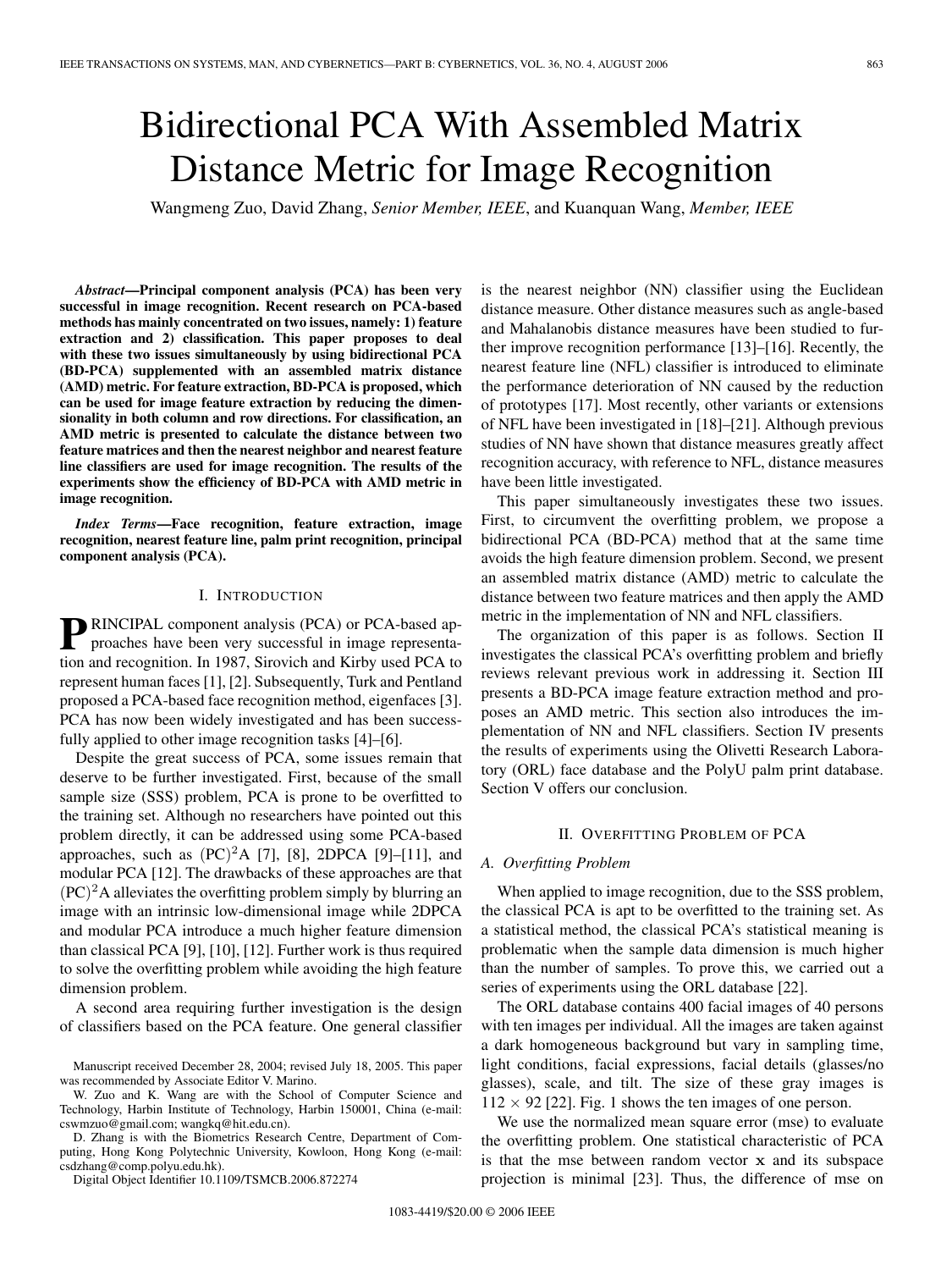# Bidirectional PCA With Assembled Matrix Distance Metric for Image Recognition

Wangmeng Zuo, David Zhang, *Senior Member, IEEE*, and Kuanquan Wang, *Member, IEEE*

***Abstract*—Principal component analysis (PCA) has been very successful in image recognition. Recent research on PCA-based methods has mainly concentrated on two issues, namely: 1) feature extraction and 2) classification. This paper proposes to deal with these two issues simultaneously by using bidirectional PCA (BD-PCA) supplemented with an assembled matrix distance (AMD) metric. For feature extraction, BD-PCA is proposed, which can be used for image feature extraction by reducing the dimensionality in both column and row directions. For classification, an AMD metric is presented to calculate the distance between two feature matrices and then the nearest neighbor and nearest feature line classifiers are used for image recognition. The results of the experiments show the efficiency of BD-PCA with AMD metric in image recognition.**

***Index Terms*—Face recognition, feature extraction, image recognition, nearest feature line, palm print recognition, principal component analysis (PCA).**

## I. Introduction

PRINCIPAL component analysis (PCA) or PCA-based approaches have been very successful in image representation and recognition. In 1987, Sirovich and Kirby used PCA to represent human faces [1], [2]. Subsequently, Turk and Pentland proposed a PCA-based face recognition method, eigenfaces [3]. PCA has now been widely investigated and has been successfully applied to other image recognition tasks [4]–[6].

Despite the great success of PCA, some issues remain that deserve to be further investigated. First, because of the small sample size (SSS) problem, PCA is prone to be overfitted to the training set. Although no researchers have pointed out this problem directly, it can be addressed using some PCA-based approaches, such as $(PC)^2A$ [7], [8], 2DPCA [9]–[11], and modular PCA [12]. The drawbacks of these approaches are that $(PC)^2A$ alleviates the overfitting problem simply by blurring an image with an intrinsic low-dimensional image while 2DPCA and modular PCA introduce a much higher feature dimension than classical PCA [9], [10], [12]. Further work is thus required to solve the overfitting problem while avoiding the high feature dimension problem.

A second area requiring further investigation is the design of classifiers based on the PCA feature. One general classifier is the nearest neighbor (NN) classifier using the Euclidean distance measure. Other distance measures such as angle-based and Mahalanobis distance measures have been studied to further improve recognition performance [13]–[16]. Recently, the nearest feature line (NFL) classifier is introduced to eliminate the performance deterioration of NN caused by the reduction of prototypes [17]. Most recently, other variants or extensions of NFL have been investigated in [18]–[21]. Although previous studies of NN have shown that distance measures greatly affect recognition accuracy, with reference to NFL, distance measures have been little investigated.

This paper simultaneously investigates these two issues. First, to circumvent the overfitting problem, we propose a bidirectional PCA (BD-PCA) method that at the same time avoids the high feature dimension problem. Second, we present an assembled matrix distance (AMD) metric to calculate the distance between two feature matrices and then apply the AMD metric in the implementation of NN and NFL classifiers.

The organization of this paper is as follows. Section II investigates the classical PCA's overfitting problem and briefly reviews relevant previous work in addressing it. Section III presents a BD-PCA image feature extraction method and proposes an AMD metric. This section also introduces the implementation of NN and NFL classifiers. Section IV presents the results of experiments using the Olivetti Research Laboratory (ORL) face database and the PolyU palm print database. Section V offers our conclusion.

## II. Overfitting Problem of PCA

### A. Overfitting Problem

When applied to image recognition, due to the SSS problem, the classical PCA is apt to be overfitted to the training set. As a statistical method, the classical PCA's statistical meaning is problematic when the sample data dimension is much higher than the number of samples. To prove this, we carried out a series of experiments using the ORL database [22].

The ORL database contains 400 facial images of 40 persons with ten images per individual. All the images are taken against a dark homogeneous background but vary in sampling time, light conditions, facial expressions, facial details (glasses/no glasses), scale, and tilt. The size of these gray images is $112 \times 92$ [22]. Fig. 1 shows the ten images of one person.

We use the normalized mean square error (mse) to evaluate the overfitting problem. One statistical characteristic of PCA is that the mse between random vector $\mathbf{x}$ and its subspace projection is minimal [23]. Thus, the difference of mse on

Manuscript received December 28, 2004; revised July 18, 2005. This paper was recommended by Associate Editor V. Marino.

W. Zuo and K. Wang are with the School of Computer Science and Technology, Harbin Institute of Technology, Harbin 150001, China (e-mail: cswmzuo@gmail.com; wangkq@hit.edu.cn).

D. Zhang is with the Biometrics Research Centre, Department of Computing, Hong Kong Polytechnic University, Kowloon, Hong Kong (e-mail: csdzhang@comp.polyu.edu.hk).

Digital Object Identifier 10.1109/TSMCB.2006.872274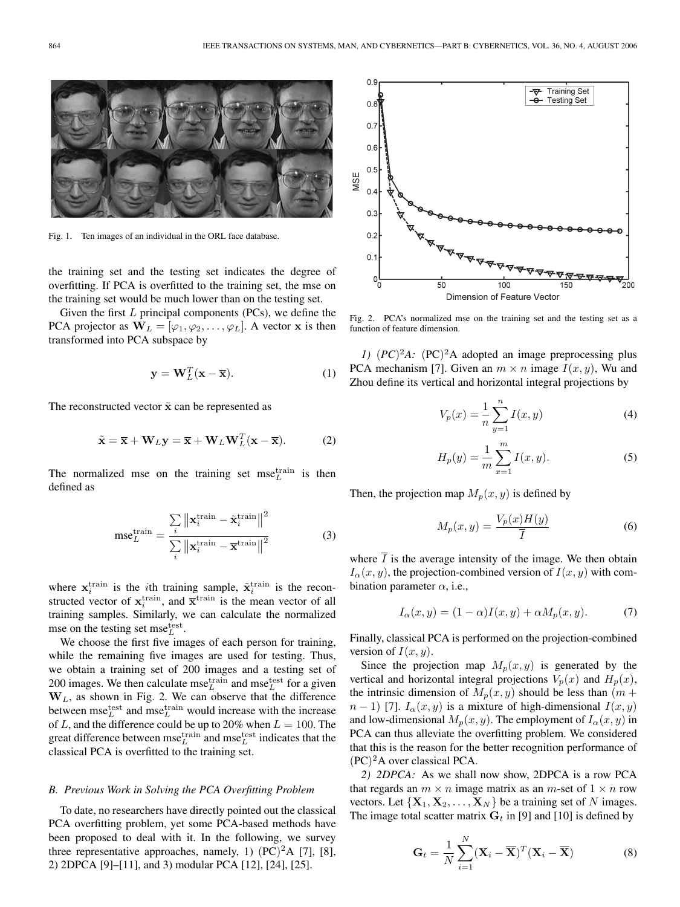Fig. 1. Ten images of an individual in the ORL face database.

the training set and the testing set indicates the degree of overfitting. If PCA is overfitted to the training set, the mse on the training set would be much lower than on the testing set.

Given the first $L$ principal components (PCs), we define the PCA projector as $\mathbf{W}_L = [\varphi_1, \varphi_2, \ldots, \varphi_L]$. A vector $\mathbf{x}$ is then transformed into PCA subspace by

$$\mathbf{y} = \mathbf{W}_L^T(\mathbf{x} - \overline{\mathbf{x}}). \tag{1}$$

The reconstructed vector $\tilde{\mathbf{x}}$ can be represented as

$$\tilde{\mathbf{x}} = \overline{\mathbf{x}} + \mathbf{W}_L\mathbf{y} = \overline{\mathbf{x}} + \mathbf{W}_L\mathbf{W}_L^T(\mathbf{x} - \overline{\mathbf{x}}). \tag{2}$$

The normalized mse on the training set $\text{mse}_L^{\text{train}}$ is then defined as

$$\text{mse}_L^{\text{train}} = \frac{\sum_i \left\|\mathbf{x}_i^{\text{train}} - \tilde{\mathbf{x}}_i^{\text{train}}\right\|^2}{\sum_i \left\|\mathbf{x}_i^{\text{train}} - \overline{\mathbf{x}}^{\text{train}}\right\|^2} \tag{3}$$

where $\mathbf{x}_i^{\text{train}}$ is the $i$th training sample, $\tilde{\mathbf{x}}_i^{\text{train}}$ is the reconstructed vector of $\mathbf{x}_i^{\text{train}}$, and $\overline{\mathbf{x}}^{\text{train}}$ is the mean vector of all training samples. Similarly, we can calculate the normalized mse on the testing set $\text{mse}_L^{\text{test}}$.

We choose the first five images of each person for training, while the remaining five images are used for testing. Thus, we obtain a training set of 200 images and a testing set of 200 images. We then calculate $\text{mse}_L^{\text{train}}$ and $\text{mse}_L^{\text{test}}$ for a given $\mathbf{W}_L$, as shown in Fig. 2. We can observe that the difference between $\text{mse}_L^{\text{test}}$ and $\text{mse}_L^{\text{train}}$ would increase with the increase of $L$, and the difference could be up to 20% when $L = 100$. The great difference between $\text{mse}_L^{\text{train}}$ and $\text{mse}_L^{\text{test}}$ indicates that the classical PCA is overfitted to the training set.

### *B. Previous Work in Solving the PCA Overfitting Problem*

To date, no researchers have directly pointed out the classical PCA overfitting problem, yet some PCA-based methods have been proposed to deal with it. In the following, we survey three representative approaches, namely, 1) $(\text{PC})^2$A [7], [8], 2) 2DPCA [9]–[11], and 3) modular PCA [12], [24], [25].

Fig. 2. PCA's normalized mse on the training set and the testing set as a function of feature dimension.

*1) $(PC)^2A$:* $(\text{PC})^2$A adopted an image preprocessing plus PCA mechanism [7]. Given an $m \times n$ image $I(x, y)$, Wu and Zhou define its vertical and horizontal integral projections by

$$V_p(x) = \frac{1}{n}\sum_{y=1}^{n} I(x, y) \tag{4}$$

$$H_p(y) = \frac{1}{m}\sum_{x=1}^{m} I(x, y). \tag{5}$$

Then, the projection map $M_p(x, y)$ is defined by

$$M_p(x, y) = \frac{V_p(x)H(y)}{\overline{I}} \tag{6}$$

where $\overline{I}$ is the average intensity of the image. We then obtain $I_\alpha(x, y)$, the projection-combined version of $I(x, y)$ with combination parameter $\alpha$, i.e.,

$$I_\alpha(x, y) = (1 - \alpha)I(x, y) + \alpha M_p(x, y). \tag{7}$$

Finally, classical PCA is performed on the projection-combined version of $I(x, y)$.

Since the projection map $M_p(x, y)$ is generated by the vertical and horizontal integral projections $V_p(x)$ and $H_p(x)$, the intrinsic dimension of $M_p(x, y)$ should be less than $(m + n - 1)$ [7]. $I_\alpha(x, y)$ is a mixture of high-dimensional $I(x, y)$ and low-dimensional $M_p(x, y)$. The employment of $I_\alpha(x, y)$ in PCA can thus alleviate the overfitting problem. We considered that this is the reason for the better recognition performance of $(\text{PC})^2$A over classical PCA.

*2) 2DPCA:* As we shall now show, 2DPCA is a row PCA that regards an $m \times n$ image matrix as an $m$-set of $1 \times n$ row vectors. Let $\{\mathbf{X}_1, \mathbf{X}_2, \ldots, \mathbf{X}_N\}$ be a training set of $N$ images. The image total scatter matrix $\mathbf{G}_t$ in [9] and [10] is defined by

$$\mathbf{G}_t = \frac{1}{N}\sum_{i=1}^{N}(\mathbf{X}_i - \overline{\mathbf{X}})^T(\mathbf{X}_i - \overline{\mathbf{X}}) \tag{8}$$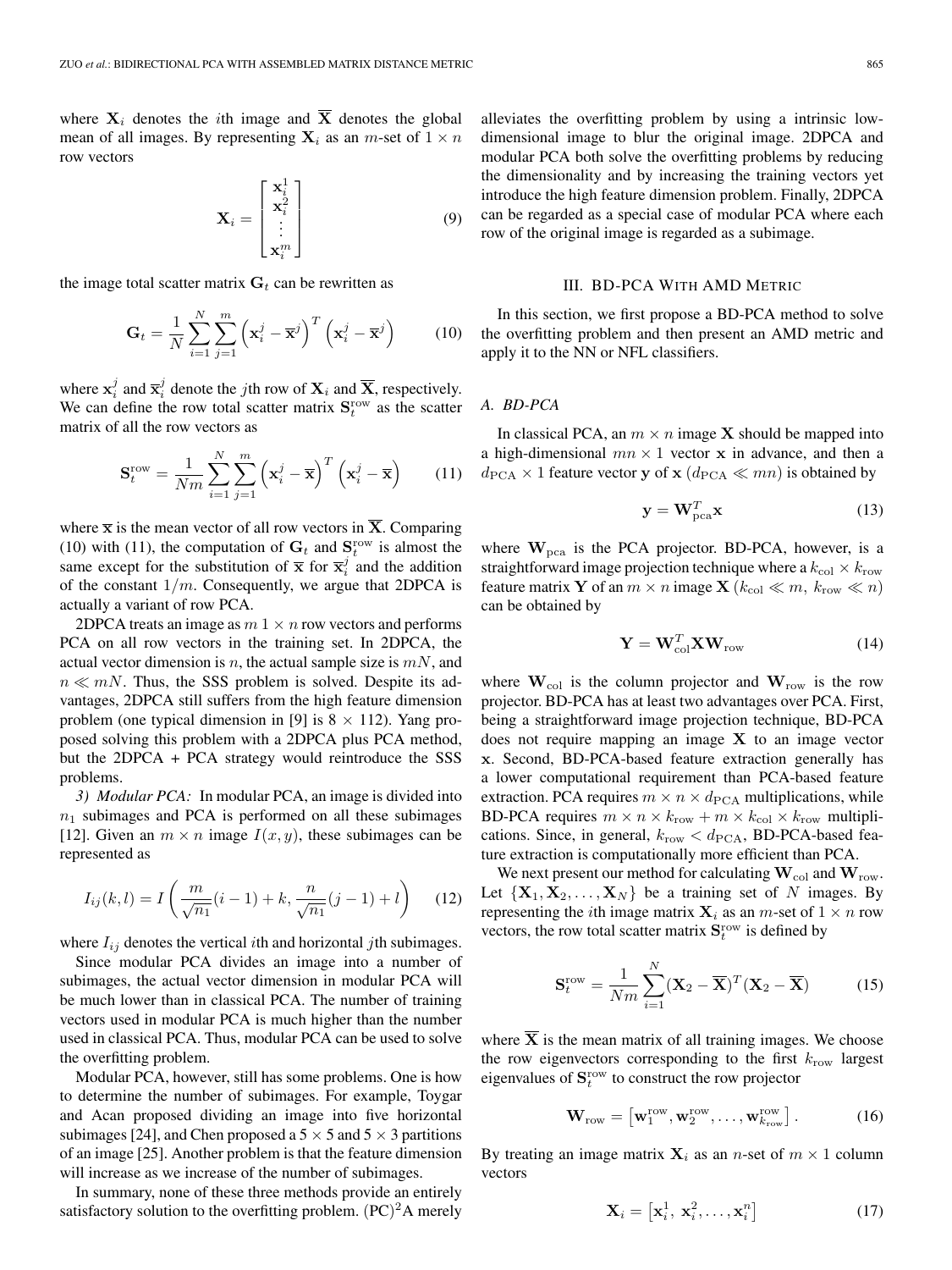where $\mathbf{X}_i$ denotes the $i$th image and $\overline{\mathbf{X}}$ denotes the global mean of all images. By representing $\mathbf{X}_i$ as an $m$-set of $1 \times n$ row vectors

$$\mathbf{X}_i = \begin{bmatrix} \mathbf{x}_i^1 \\ \mathbf{x}_i^2 \\ \vdots \\ \mathbf{x}_i^m \end{bmatrix} \tag{9}$$

the image total scatter matrix $\mathbf{G}_t$ can be rewritten as

$$\mathbf{G}_t = \frac{1}{N} \sum_{i=1}^{N} \sum_{j=1}^{m} \left(\mathbf{x}_i^j - \overline{\mathbf{x}}^j\right)^T \left(\mathbf{x}_i^j - \overline{\mathbf{x}}^j\right) \tag{10}$$

where $\mathbf{x}_i^j$ and $\overline{\mathbf{x}}_i^j$ denote the $j$th row of $\mathbf{X}_i$ and $\overline{\mathbf{X}}$, respectively. We can define the row total scatter matrix $\mathbf{S}_t^{\text{row}}$ as the scatter matrix of all the row vectors as

$$\mathbf{S}_t^{\text{row}} = \frac{1}{Nm} \sum_{i=1}^{N} \sum_{j=1}^{m} \left(\mathbf{x}_i^j - \overline{\mathbf{x}}\right)^T \left(\mathbf{x}_i^j - \overline{\mathbf{x}}\right) \tag{11}$$

where $\overline{\mathbf{x}}$ is the mean vector of all row vectors in $\overline{\mathbf{X}}$. Comparing (10) with (11), the computation of $\mathbf{G}_t$ and $\mathbf{S}_t^{\text{row}}$ is almost the same except for the substitution of $\overline{\mathbf{x}}$ for $\overline{\mathbf{x}}_i^j$ and the addition of the constant $1/m$. Consequently, we argue that 2DPCA is actually a variant of row PCA.

2DPCA treats an image as $m$ $1 \times n$ row vectors and performs PCA on all row vectors in the training set. In 2DPCA, the actual vector dimension is $n$, the actual sample size is $mN$, and $n \ll mN$. Thus, the SSS problem is solved. Despite its advantages, 2DPCA still suffers from the high feature dimension problem (one typical dimension in [9] is $8 \times 112$). Yang proposed solving this problem with a 2DPCA plus PCA method, but the 2DPCA + PCA strategy would reintroduce the SSS problems.

*3) Modular PCA:* In modular PCA, an image is divided into $n_1$ subimages and PCA is performed on all these subimages [12]. Given an $m \times n$ image $I(x, y)$, these subimages can be represented as

$$I_{ij}(k,l) = I\left(\frac{m}{\sqrt{n_1}}(i-1) + k, \frac{n}{\sqrt{n_1}}(j-1) + l\right) \tag{12}$$

where $I_{ij}$ denotes the vertical $i$th and horizontal $j$th subimages.

Since modular PCA divides an image into a number of subimages, the actual vector dimension in modular PCA will be much lower than in classical PCA. The number of training vectors used in modular PCA is much higher than the number used in classical PCA. Thus, modular PCA can be used to solve the overfitting problem.

Modular PCA, however, still has some problems. One is how to determine the number of subimages. For example, Toygar and Acan proposed dividing an image into five horizontal subimages [24], and Chen proposed a $5 \times 5$ and $5 \times 3$ partitions of an image [25]. Another problem is that the feature dimension will increase as we increase of the number of subimages.

In summary, none of these three methods provide an entirely satisfactory solution to the overfitting problem. $(\text{PC})^2$A merely alleviates the overfitting problem by using a intrinsic low-dimensional image to blur the original image. 2DPCA and modular PCA both solve the overfitting problems by reducing the dimensionality and by increasing the training vectors yet introduce the high feature dimension problem. Finally, 2DPCA can be regarded as a special case of modular PCA where each row of the original image is regarded as a subimage.

## III. BD-PCA With AMD Metric

In this section, we first propose a BD-PCA method to solve the overfitting problem and then present an AMD metric and apply it to the NN or NFL classifiers.

### *A. BD-PCA*

In classical PCA, an $m \times n$ image $\mathbf{X}$ should be mapped into a high-dimensional $mn \times 1$ vector $\mathbf{x}$ in advance, and then a $d_{\text{PCA}} \times 1$ feature vector $\mathbf{y}$ of $\mathbf{x}$ ($d_{\text{PCA}} \ll mn$) is obtained by

$$\mathbf{y} = \mathbf{W}_{\text{pca}}^T \mathbf{x} \tag{13}$$

where $\mathbf{W}_{\text{pca}}$ is the PCA projector. BD-PCA, however, is a straightforward image projection technique where a $k_{\text{col}} \times k_{\text{row}}$ feature matrix $\mathbf{Y}$ of an $m \times n$ image $\mathbf{X}$ ($k_{\text{col}} \ll m$, $k_{\text{row}} \ll n$) can be obtained by

$$\mathbf{Y} = \mathbf{W}_{\text{col}}^T \mathbf{X} \mathbf{W}_{\text{row}} \tag{14}$$

where $\mathbf{W}_{\text{col}}$ is the column projector and $\mathbf{W}_{\text{row}}$ is the row projector. BD-PCA has at least two advantages over PCA. First, being a straightforward image projection technique, BD-PCA does not require mapping an image $\mathbf{X}$ to an image vector $\mathbf{x}$. Second, BD-PCA-based feature extraction generally has a lower computational requirement than PCA-based feature extraction. PCA requires $m \times n \times d_{\text{PCA}}$ multiplications, while BD-PCA requires $m \times n \times k_{\text{row}} + m \times k_{\text{col}} \times k_{\text{row}}$ multiplications. Since, in general, $k_{\text{row}} < d_{\text{PCA}}$, BD-PCA-based feature extraction is computationally more efficient than PCA.

We next present our method for calculating $\mathbf{W}_{\text{col}}$ and $\mathbf{W}_{\text{row}}$. Let $\{\mathbf{X}_1, \mathbf{X}_2, \ldots, \mathbf{X}_N\}$ be a training set of $N$ images. By representing the $i$th image matrix $\mathbf{X}_i$ as an $m$-set of $1 \times n$ row vectors, the row total scatter matrix $\mathbf{S}_t^{\text{row}}$ is defined by

$$\mathbf{S}_t^{\text{row}} = \frac{1}{Nm} \sum_{i=1}^{N} (\mathbf{X}_2 - \overline{\mathbf{X}})^T (\mathbf{X}_2 - \overline{\mathbf{X}}) \tag{15}$$

where $\overline{\mathbf{X}}$ is the mean matrix of all training images. We choose the row eigenvectors corresponding to the first $k_{\text{row}}$ largest eigenvalues of $\mathbf{S}_t^{\text{row}}$ to construct the row projector

$$\mathbf{W}_{\text{row}} = \left[\mathbf{w}_1^{\text{row}}, \mathbf{w}_2^{\text{row}}, \ldots, \mathbf{w}_{k_{\text{row}}}^{\text{row}}\right]. \tag{16}$$

By treating an image matrix $\mathbf{X}_i$ as an $n$-set of $m \times 1$ column vectors

$$\mathbf{X}_i = \left[\mathbf{x}_i^1, \ \mathbf{x}_i^2, \ldots, \mathbf{x}_i^n\right] \tag{17}$$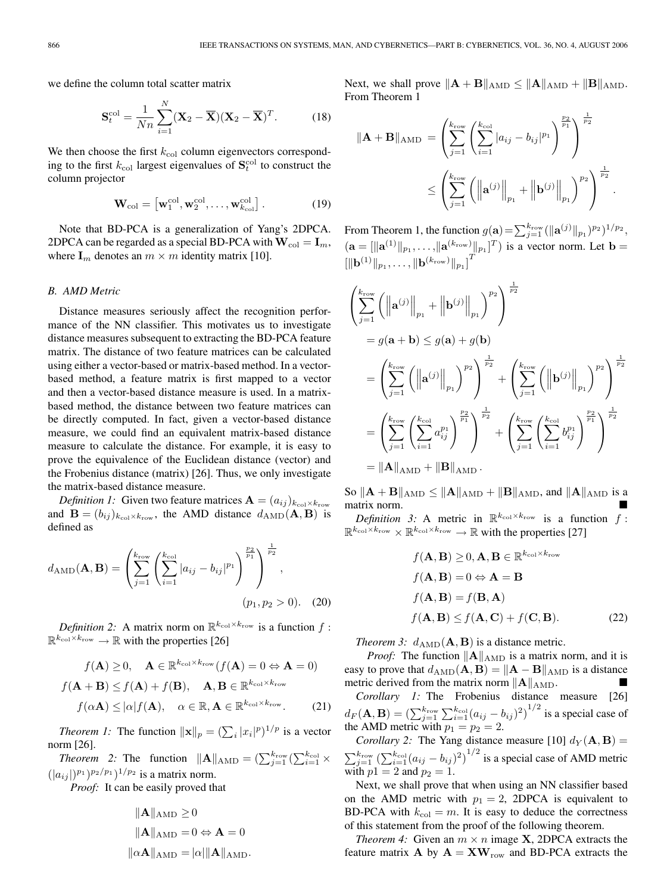we define the column total scatter matrix

$$\mathbf{S}_t^{\rm col} = \frac{1}{Nn}\sum_{i=1}^{N}(\mathbf{X}_2 - \overline{\mathbf{X}})(\mathbf{X}_2 - \overline{\mathbf{X}})^T. \tag{18}$$

We then choose the first $k_{\rm col}$ column eigenvectors corresponding to the first $k_{\rm col}$ largest eigenvalues of $\mathbf{S}_t^{\rm col}$ to construct the column projector

$$\mathbf{W}_{\rm col} = \left[\mathbf{w}_1^{\rm col}, \mathbf{w}_2^{\rm col}, \ldots, \mathbf{w}_{k_{\rm col}}^{\rm col}\right]. \tag{19}$$

Note that BD-PCA is a generalization of Yang's 2DPCA. 2DPCA can be regarded as a special BD-PCA with $\mathbf{W}_{\rm col} = \mathbf{I}_m$, where $\mathbf{I}_m$ denotes an $m \times m$ identity matrix [10].

### B. AMD Metric

Distance measures seriously affect the recognition performance of the NN classifier. This motivates us to investigate distance measures subsequent to extracting the BD-PCA feature matrix. The distance of two feature matrices can be calculated using either a vector-based or matrix-based method. In a vector-based method, a feature matrix is first mapped to a vector and then a vector-based distance measure is used. In a matrix-based method, the distance between two feature matrices can be directly computed. In fact, given a vector-based distance measure, we could find an equivalent matrix-based distance measure to calculate the distance. For example, it is easy to prove the equivalence of the Euclidean distance (vector) and the Frobenius distance (matrix) [26]. Thus, we only investigate the matrix-based distance measure.

*Definition 1:* Given two feature matrices $\mathbf{A} = (a_{ij})_{k_{\rm col}\times k_{\rm row}}$ and $\mathbf{B} = (b_{ij})_{k_{\rm col}\times k_{\rm row}}$, the AMD distance $d_{\rm AMD}(\mathbf{A}, \mathbf{B})$ is defined as

$$d_{\rm AMD}(\mathbf{A}, \mathbf{B}) = \left(\sum_{j=1}^{k_{\rm row}}\left(\sum_{i=1}^{k_{\rm col}}|a_{ij} - b_{ij}|^{p_1}\right)^{\frac{p_2}{p_1}}\right)^{\frac{1}{p_2}}, \quad (p_1, p_2 > 0). \tag{20}$$

*Definition 2:* A matrix norm on $\mathbb{R}^{k_{\rm col}\times k_{\rm row}}$ is a function $f: \mathbb{R}^{k_{\rm col}\times k_{\rm row}} \to \mathbb{R}$ with the properties [26]

$$\begin{aligned} &f(\mathbf{A}) \geq 0, \quad \mathbf{A} \in \mathbb{R}^{k_{\rm col}\times k_{\rm row}} (f(\mathbf{A}) = 0 \Leftrightarrow \mathbf{A} = 0) \\ &f(\mathbf{A} + \mathbf{B}) \leq f(\mathbf{A}) + f(\mathbf{B}), \quad \mathbf{A}, \mathbf{B} \in \mathbb{R}^{k_{\rm col}\times k_{\rm row}} \\ &f(\alpha\mathbf{A}) \leq |\alpha| f(\mathbf{A}), \quad \alpha \in \mathbb{R}, \mathbf{A} \in \mathbb{R}^{k_{\rm col}\times k_{\rm row}}. \end{aligned} \tag{21}$$

*Theorem 1:* The function $\|\mathbf{x}\|_p = (\sum_i |x_i|^p)^{1/p}$ is a vector norm [26].

*Theorem 2:* The function $\|\mathbf{A}\|_{\rm AMD} = (\sum_{j=1}^{k_{\rm row}}(\sum_{i=1}^{k_{\rm col}} \times (|a_{ij}|)^{p_1})^{p_2/p_1})^{1/p_2}$ is a matrix norm.

*Proof:* It can be easily proved that

$$\begin{aligned} \|\mathbf{A}\|_{\rm AMD} &\geq 0 \\ \|\mathbf{A}\|_{\rm AMD} &= 0 \Leftrightarrow \mathbf{A} = 0 \\ \|\alpha\mathbf{A}\|_{\rm AMD} &= |\alpha| \|\mathbf{A}\|_{\rm AMD}. \end{aligned}$$

Next, we shall prove $\|\mathbf{A} + \mathbf{B}\|_{\rm AMD} \leq \|\mathbf{A}\|_{\rm AMD} + \|\mathbf{B}\|_{\rm AMD}$. From Theorem 1

$$\begin{aligned} \|\mathbf{A} + \mathbf{B}\|_{\rm AMD} &= \left(\sum_{j=1}^{k_{\rm row}}\left(\sum_{i=1}^{k_{\rm col}}|a_{ij} - b_{ij}|^{p_1}\right)^{\frac{p_2}{p_1}}\right)^{\frac{1}{p_2}} \\ &\leq \left(\sum_{j=1}^{k_{\rm row}}\left(\left\|\mathbf{a}^{(j)}\right\|_{p_1} + \left\|\mathbf{b}^{(j)}\right\|_{p_1}\right)^{p_2}\right)^{\frac{1}{p_2}}. \end{aligned}$$

From Theorem 1, the function $g(\mathbf{a}) = \sum_{j=1}^{k_{\rm row}}(\|\mathbf{a}^{(j)}\|_{p_1})^{p_2})^{1/p_2}$, ($\mathbf{a} = [\|\mathbf{a}^{(1)}\|_{p_1}, \ldots, \|\mathbf{a}^{(k_{\rm row})}\|_{p_1}]^T$) is a vector norm. Let $\mathbf{b} = [\|\mathbf{b}^{(1)}\|_{p_1}, \ldots, \|\mathbf{b}^{(k_{\rm row})}\|_{p_1}]^T$

$$\begin{aligned} &\left(\sum_{j=1}^{k_{\rm row}}\left(\left\|\mathbf{a}^{(j)}\right\|_{p_1} + \left\|\mathbf{b}^{(j)}\right\|_{p_1}\right)^{p_2}\right)^{\frac{1}{p_2}} \\ &= g(\mathbf{a} + \mathbf{b}) \leq g(\mathbf{a}) + g(\mathbf{b}) \\ &= \left(\sum_{j=1}^{k_{\rm row}}\left(\left\|\mathbf{a}^{(j)}\right\|_{p_1}\right)^{p_2}\right)^{\frac{1}{p_2}} + \left(\sum_{j=1}^{k_{\rm row}}\left(\left\|\mathbf{b}^{(j)}\right\|_{p_1}\right)^{p_2}\right)^{\frac{1}{p_2}} \\ &= \left(\sum_{j=1}^{k_{\rm row}}\left(\sum_{i=1}^{k_{\rm col}}a_{ij}^{p_1}\right)^{\frac{p_2}{p_1}}\right)^{\frac{1}{p_2}} + \left(\sum_{j=1}^{k_{\rm row}}\left(\sum_{i=1}^{k_{\rm col}}b_{ij}^{p_1}\right)^{\frac{p_2}{p_1}}\right)^{\frac{1}{p_2}} \\ &= \|\mathbf{A}\|_{\rm AMD} + \|\mathbf{B}\|_{\rm AMD}. \end{aligned}$$

So $\|\mathbf{A} + \mathbf{B}\|_{\rm AMD} \leq \|\mathbf{A}\|_{\rm AMD} + \|\mathbf{B}\|_{\rm AMD}$, and $\|\mathbf{A}\|_{\rm AMD}$ is a matrix norm. ■

*Definition 3:* A metric in $\mathbb{R}^{k_{\rm col}\times k_{\rm row}}$ is a function $f: \mathbb{R}^{k_{\rm col}\times k_{\rm row}} \times \mathbb{R}^{k_{\rm col}\times k_{\rm row}} \to \mathbb{R}$ with the properties [27]

$$\begin{aligned} &f(\mathbf{A}, \mathbf{B}) \geq 0, \mathbf{A}, \mathbf{B} \in \mathbb{R}^{k_{\rm col}\times k_{\rm row}} \\ &f(\mathbf{A}, \mathbf{B}) = 0 \Leftrightarrow \mathbf{A} = \mathbf{B} \\ &f(\mathbf{A}, \mathbf{B}) = f(\mathbf{B}, \mathbf{A}) \\ &f(\mathbf{A}, \mathbf{B}) \leq f(\mathbf{A}, \mathbf{C}) + f(\mathbf{C}, \mathbf{B}). \end{aligned} \tag{22}$$

*Theorem 3:* $d_{\rm AMD}(\mathbf{A}, \mathbf{B})$ is a distance metric.

*Proof:* The function $\|\mathbf{A}\|_{\rm AMD}$ is a matrix norm, and it is easy to prove that $d_{\rm AMD}(\mathbf{A}, \mathbf{B}) = \|\mathbf{A} - \mathbf{B}\|_{\rm AMD}$ is a distance metric derived from the matrix norm $\|\mathbf{A}\|_{\rm AMD}$. ■

*Corollary 1:* The Frobenius distance measure [26] $d_F(\mathbf{A}, \mathbf{B}) = (\sum_{j=1}^{k_{\rm row}}\sum_{i=1}^{k_{\rm col}}(a_{ij} - b_{ij})^2)^{1/2}$ is a special case of the AMD metric with $p_1 = p_2 = 2$.

*Corollary 2:* The Yang distance measure [10] $d_Y(\mathbf{A}, \mathbf{B}) = \sum_{j=1}^{k_{\rm row}}(\sum_{i=1}^{k_{\rm col}}(a_{ij} - b_{ij})^2)^{1/2}$ is a special case of AMD metric with $p1 = 2$ and $p_2 = 1$.

Next, we shall prove that when using an NN classifier based on the AMD metric with $p_1 = 2$, 2DPCA is equivalent to BD-PCA with $k_{\rm col} = m$. It is easy to deduce the correctness of this statement from the proof of the following theorem.

*Theorem 4:* Given an $m \times n$ image $\mathbf{X}$, 2DPCA extracts the feature matrix $\mathbf{A}$ by $\mathbf{A} = \mathbf{X}\mathbf{W}_{\rm row}$ and BD-PCA extracts the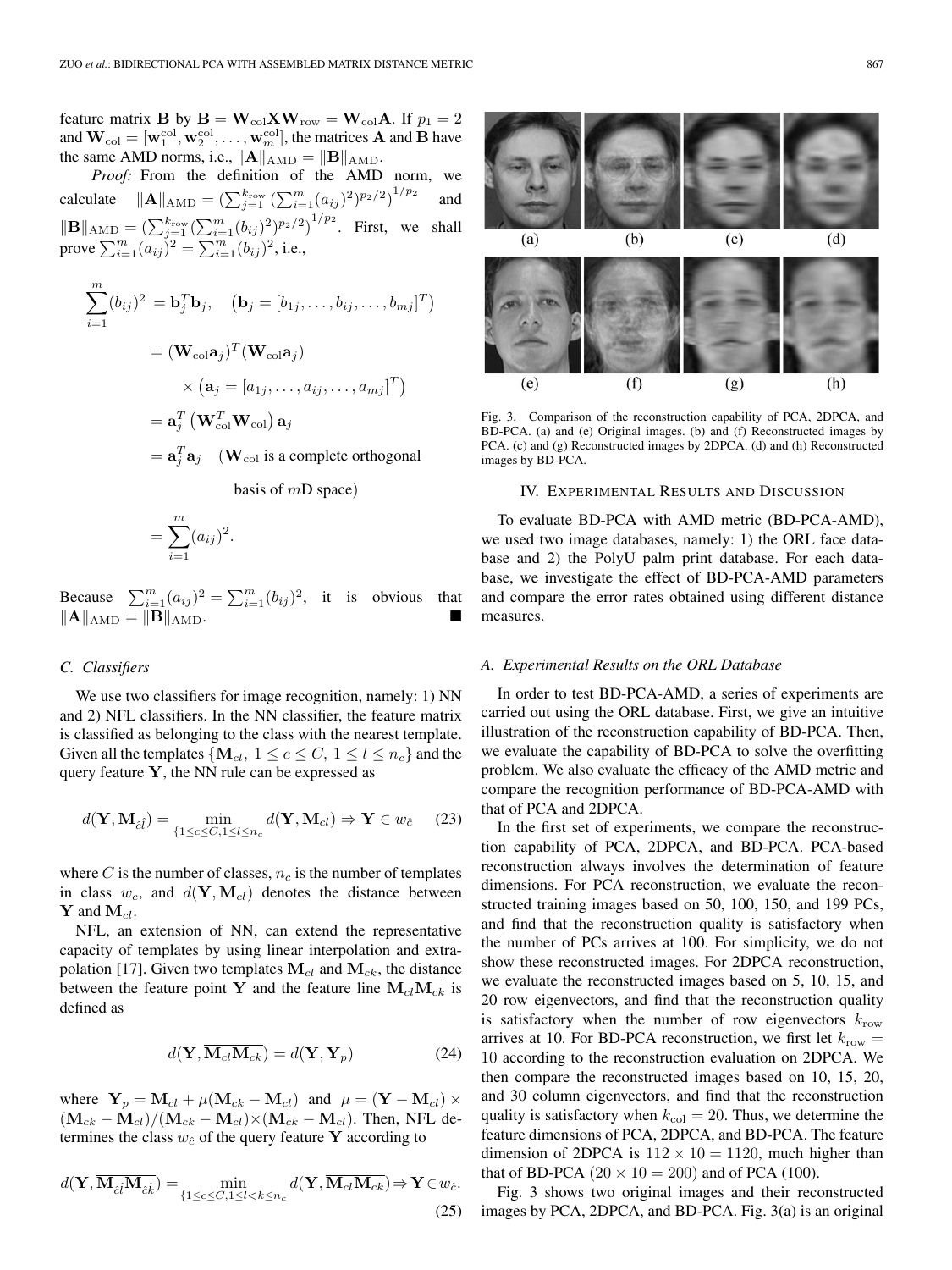feature matrix $\mathbf{B}$ by $\mathbf{B} = \mathbf{W}_{\text{col}}\mathbf{X}\mathbf{W}_{\text{row}} = \mathbf{W}_{\text{col}}\mathbf{A}$. If $p_1 = 2$ and $\mathbf{W}_{\text{col}} = [\mathbf{w}_1^{\text{col}}, \mathbf{w}_2^{\text{col}}, \ldots, \mathbf{w}_m^{\text{col}}]$, the matrices $\mathbf{A}$ and $\mathbf{B}$ have the same AMD norms, i.e., $\|\mathbf{A}\|_{\text{AMD}} = \|\mathbf{B}\|_{\text{AMD}}$.

*Proof:* From the definition of the AMD norm, we calculate $\|\mathbf{A}\|_{\text{AMD}} = \left(\sum_{j=1}^{k_{\text{row}}} \left(\sum_{i=1}^{m}(a_{ij})^2\right)^{p_2/2}\right)^{1/p_2}$ and $\|\mathbf{B}\|_{\text{AMD}} = \left(\sum_{j=1}^{k_{\text{row}}} \left(\sum_{i=1}^{m}(b_{ij})^2\right)^{p_2/2}\right)^{1/p_2}$. First, we shall prove $\sum_{i=1}^{m}(a_{ij})^2 = \sum_{i=1}^{m}(b_{ij})^2$, i.e.,

$$
\begin{aligned}
\sum_{i=1}^{m}(b_{ij})^2 &= \mathbf{b}_j^T\mathbf{b}_j, \quad \left(\mathbf{b}_j = [b_{1j}, \ldots, b_{ij}, \ldots, b_{mj}]^T\right) \\
&= (\mathbf{W}_{\text{col}}\mathbf{a}_j)^T(\mathbf{W}_{\text{col}}\mathbf{a}_j) \\
&\quad \times \left(\mathbf{a}_j = [a_{1j}, \ldots, a_{ij}, \ldots, a_{mj}]^T\right) \\
&= \mathbf{a}_j^T\left(\mathbf{W}_{\text{col}}^T\mathbf{W}_{\text{col}}\right)\mathbf{a}_j \\
&= \mathbf{a}_j^T\mathbf{a}_j \quad (\mathbf{W}_{\text{col}} \text{ is a complete orthogonal} \\
&\qquad\qquad \text{basis of } m\text{D space}) \\
&= \sum_{i=1}^{m}(a_{ij})^2.
\end{aligned}
$$

Because $\sum_{i=1}^{m}(a_{ij})^2 = \sum_{i=1}^{m}(b_{ij})^2$, it is obvious that $\|\mathbf{A}\|_{\text{AMD}} = \|\mathbf{B}\|_{\text{AMD}}$. ■

### C. Classifiers

We use two classifiers for image recognition, namely: 1) NN and 2) NFL classifiers. In the NN classifier, the feature matrix is classified as belonging to the class with the nearest template. Given all the templates $\{\mathbf{M}_{cl}, 1 \leq c \leq C, 1 \leq l \leq n_c\}$ and the query feature $\mathbf{Y}$, the NN rule can be expressed as

$$
d(\mathbf{Y}, \mathbf{M}_{\hat{c}\hat{l}}) = \min_{\{1 \leq c \leq C, 1 \leq l \leq n_c\}} d(\mathbf{Y}, \mathbf{M}_{cl}) \Rightarrow \mathbf{Y} \in w_{\hat{c}} \tag{23}
$$

where $C$ is the number of classes, $n_c$ is the number of templates in class $w_c$, and $d(\mathbf{Y}, \mathbf{M}_{cl})$ denotes the distance between $\mathbf{Y}$ and $\mathbf{M}_{cl}$.

NFL, an extension of NN, can extend the representative capacity of templates by using linear interpolation and extrapolation [17]. Given two templates $\mathbf{M}_{cl}$ and $\mathbf{M}_{ck}$, the distance between the feature point $\mathbf{Y}$ and the feature line $\overline{\mathbf{M}_{cl}\mathbf{M}_{ck}}$ is defined as

$$
d(\mathbf{Y}, \overline{\mathbf{M}_{cl}\mathbf{M}_{ck}}) = d(\mathbf{Y}, \mathbf{Y}_p) \tag{24}
$$

where $\mathbf{Y}_p = \mathbf{M}_{cl} + \mu(\mathbf{M}_{ck} - \mathbf{M}_{cl})$ and $\mu = (\mathbf{Y} - \mathbf{M}_{cl}) \times (\mathbf{M}_{ck} - \mathbf{M}_{cl})/(\mathbf{M}_{ck} - \mathbf{M}_{cl}) \times (\mathbf{M}_{ck} - \mathbf{M}_{cl})$. Then, NFL determines the class $w_{\hat{c}}$ of the query feature $\mathbf{Y}$ according to

$$
d(\mathbf{Y}, \overline{\mathbf{M}_{\hat{c}\hat{l}}\mathbf{M}_{\hat{c}\hat{k}}}) = \min_{\{1 \leq c \leq C, 1 \leq l < k \leq n_c\}} d(\mathbf{Y}, \overline{\mathbf{M}_{cl}\mathbf{M}_{ck}}) \Rightarrow \mathbf{Y} \in w_{\hat{c}}. \tag{25}
$$

Fig. 3. Comparison of the reconstruction capability of PCA, 2DPCA, and BD-PCA. (a) and (e) Original images. (b) and (f) Reconstructed images by PCA. (c) and (g) Reconstructed images by 2DPCA. (d) and (h) Reconstructed images by BD-PCA.

## IV. Experimental Results and Discussion

To evaluate BD-PCA with AMD metric (BD-PCA-AMD), we used two image databases, namely: 1) the ORL face database and 2) the PolyU palm print database. For each database, we investigate the effect of BD-PCA-AMD parameters and compare the error rates obtained using different distance measures.

### A. Experimental Results on the ORL Database

In order to test BD-PCA-AMD, a series of experiments are carried out using the ORL database. First, we give an intuitive illustration of the reconstruction capability of BD-PCA. Then, we evaluate the capability of BD-PCA to solve the overfitting problem. We also evaluate the efficacy of the AMD metric and compare the recognition performance of BD-PCA-AMD with that of PCA and 2DPCA.

In the first set of experiments, we compare the reconstruction capability of PCA, 2DPCA, and BD-PCA. PCA-based reconstruction always involves the determination of feature dimensions. For PCA reconstruction, we evaluate the reconstructed training images based on 50, 100, 150, and 199 PCs, and find that the reconstruction quality is satisfactory when the number of PCs arrives at 100. For simplicity, we do not show these reconstructed images. For 2DPCA reconstruction, we evaluate the reconstructed images based on 5, 10, 15, and 20 row eigenvectors, and find that the reconstruction quality is satisfactory when the number of row eigenvectors $k_{\text{row}}$ arrives at 10. For BD-PCA reconstruction, we first let $k_{\text{row}} = 10$ according to the reconstruction evaluation on 2DPCA. We then compare the reconstructed images based on 10, 15, 20, and 30 column eigenvectors, and find that the reconstruction quality is satisfactory when $k_{\text{col}} = 20$. Thus, we determine the feature dimensions of PCA, 2DPCA, and BD-PCA. The feature dimension of 2DPCA is $112 \times 10 = 1120$, much higher than that of BD-PCA $(20 \times 10 = 200)$ and of PCA (100).

Fig. 3 shows two original images and their reconstructed images by PCA, 2DPCA, and BD-PCA. Fig. 3(a) is an original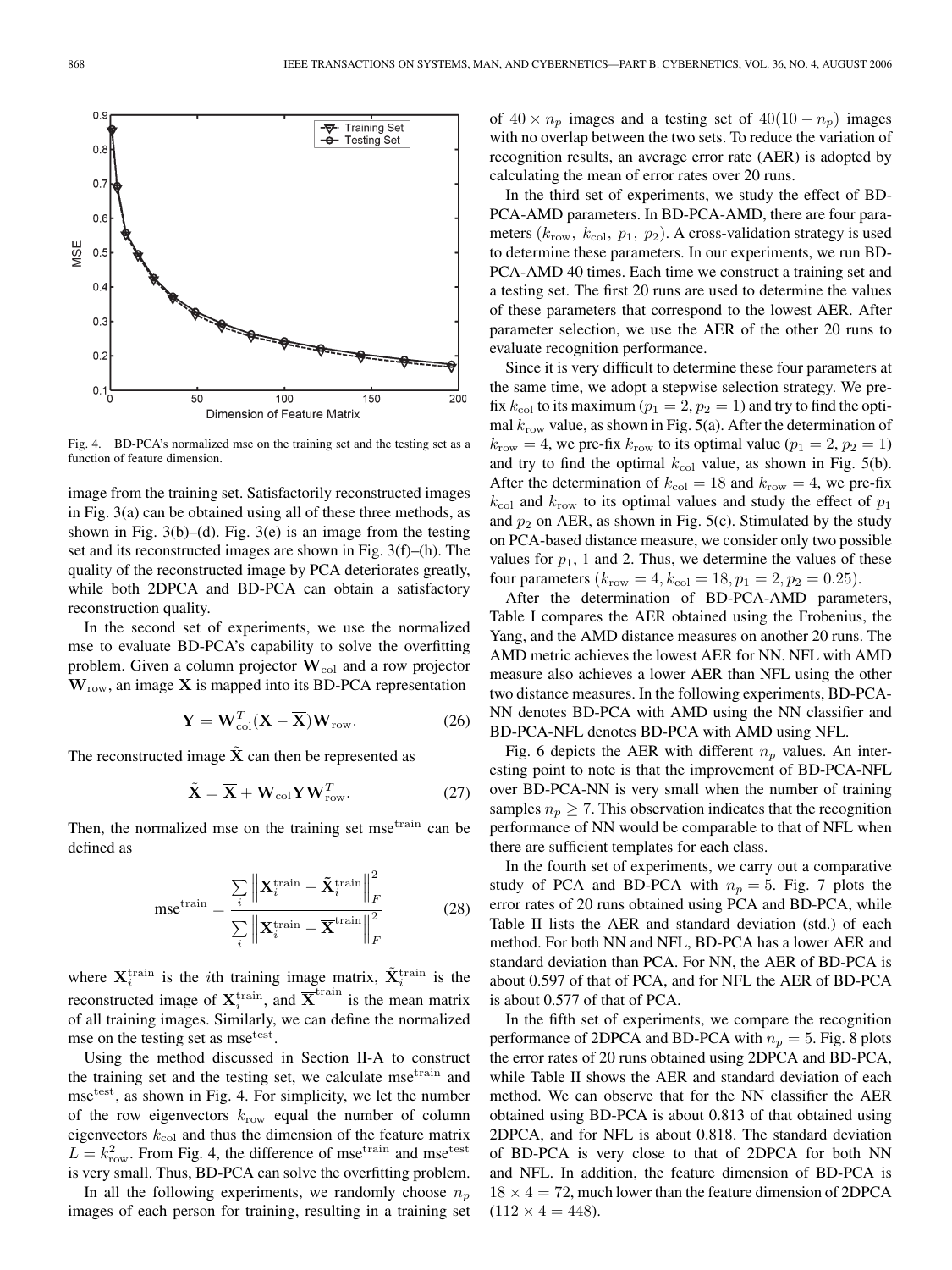Fig. 4. BD-PCA's normalized mse on the training set and the testing set as a function of feature dimension.

image from the training set. Satisfactorily reconstructed images in Fig. 3(a) can be obtained using all of these three methods, as shown in Fig. 3(b)–(d). Fig. 3(e) is an image from the testing set and its reconstructed images are shown in Fig. 3(f)–(h). The quality of the reconstructed image by PCA deteriorates greatly, while both 2DPCA and BD-PCA can obtain a satisfactory reconstruction quality.

In the second set of experiments, we use the normalized mse to evaluate BD-PCA's capability to solve the overfitting problem. Given a column projector $\mathbf{W}_{\text{col}}$ and a row projector $\mathbf{W}_{\text{row}}$, an image $\mathbf{X}$ is mapped into its BD-PCA representation

$$\mathbf{Y} = \mathbf{W}_{\text{col}}^T(\mathbf{X} - \overline{\mathbf{X}})\mathbf{W}_{\text{row}}. \tag{26}$$

The reconstructed image $\tilde{\mathbf{X}}$ can then be represented as

$$\tilde{\mathbf{X}} = \overline{\mathbf{X}} + \mathbf{W}_{\text{col}}\mathbf{Y}\mathbf{W}_{\text{row}}^T. \tag{27}$$

Then, the normalized mse on the training set $\text{mse}^{\text{train}}$ can be defined as

$$\text{mse}^{\text{train}} = \frac{\sum_i \left\|\mathbf{X}_i^{\text{train}} - \tilde{\mathbf{X}}_i^{\text{train}}\right\|_F^2}{\sum_i \left\|\mathbf{X}_i^{\text{train}} - \overline{\mathbf{X}}^{\text{train}}\right\|_F^2} \tag{28}$$

where $\mathbf{X}_i^{\text{train}}$ is the $i$th training image matrix, $\tilde{\mathbf{X}}_i^{\text{train}}$ is the reconstructed image of $\mathbf{X}_i^{\text{train}}$, and $\overline{\mathbf{X}}^{\text{train}}$ is the mean matrix of all training images. Similarly, we can define the normalized mse on the testing set as $\text{mse}^{\text{test}}$.

Using the method discussed in Section II-A to construct the training set and the testing set, we calculate $\text{mse}^{\text{train}}$ and $\text{mse}^{\text{test}}$, as shown in Fig. 4. For simplicity, we let the number of the row eigenvectors $k_{\text{row}}$ equal the number of column eigenvectors $k_{\text{col}}$ and thus the dimension of the feature matrix $L = k_{\text{row}}^2$. From Fig. 4, the difference of $\text{mse}^{\text{train}}$ and $\text{mse}^{\text{test}}$ is very small. Thus, BD-PCA can solve the overfitting problem.

In all the following experiments, we randomly choose $n_p$ images of each person for training, resulting in a training set of $40 \times n_p$ images and a testing set of $40(10 - n_p)$ images with no overlap between the two sets. To reduce the variation of recognition results, an average error rate (AER) is adopted by calculating the mean of error rates over 20 runs.

In the third set of experiments, we study the effect of BD-PCA-AMD parameters. In BD-PCA-AMD, there are four parameters ($k_{\text{row}}$, $k_{\text{col}}$, $p_1$, $p_2$). A cross-validation strategy is used to determine these parameters. In our experiments, we run BD-PCA-AMD 40 times. Each time we construct a training set and a testing set. The first 20 runs are used to determine the values of these parameters that correspond to the lowest AER. After parameter selection, we use the AER of the other 20 runs to evaluate recognition performance.

Since it is very difficult to determine these four parameters at the same time, we adopt a stepwise selection strategy. We prefix $k_{\text{col}}$ to its maximum ($p_1 = 2, p_2 = 1$) and try to find the optimal $k_{\text{row}}$ value, as shown in Fig. 5(a). After the determination of $k_{\text{row}} = 4$, we pre-fix $k_{\text{row}}$ to its optimal value ($p_1 = 2, p_2 = 1$) and try to find the optimal $k_{\text{col}}$ value, as shown in Fig. 5(b). After the determination of $k_{\text{col}} = 18$ and $k_{\text{row}} = 4$, we pre-fix $k_{\text{col}}$ and $k_{\text{row}}$ to its optimal values and study the effect of $p_1$ and $p_2$ on AER, as shown in Fig. 5(c). Stimulated by the study on PCA-based distance measure, we consider only two possible values for $p_1$, 1 and 2. Thus, we determine the values of these four parameters ($k_{\text{row}} = 4, k_{\text{col}} = 18, p_1 = 2, p_2 = 0.25$).

After the determination of BD-PCA-AMD parameters, Table I compares the AER obtained using the Frobenius, the Yang, and the AMD distance measures on another 20 runs. The AMD metric achieves the lowest AER for NN. NFL with AMD measure also achieves a lower AER than NFL using the other two distance measures. In the following experiments, BD-PCA-NN denotes BD-PCA with AMD using the NN classifier and BD-PCA-NFL denotes BD-PCA with AMD using NFL.

Fig. 6 depicts the AER with different $n_p$ values. An interesting point to note is that the improvement of BD-PCA-NFL over BD-PCA-NN is very small when the number of training samples $n_p \geq 7$. This observation indicates that the recognition performance of NN would be comparable to that of NFL when there are sufficient templates for each class.

In the fourth set of experiments, we carry out a comparative study of PCA and BD-PCA with $n_p = 5$. Fig. 7 plots the error rates of 20 runs obtained using PCA and BD-PCA, while Table II lists the AER and standard deviation (std.) of each method. For both NN and NFL, BD-PCA has a lower AER and standard deviation than PCA. For NN, the AER of BD-PCA is about 0.597 of that of PCA, and for NFL the AER of BD-PCA is about 0.577 of that of PCA.

In the fifth set of experiments, we compare the recognition performance of 2DPCA and BD-PCA with $n_p = 5$. Fig. 8 plots the error rates of 20 runs obtained using 2DPCA and BD-PCA, while Table II shows the AER and standard deviation of each method. We can observe that for the NN classifier the AER obtained using BD-PCA is about 0.813 of that obtained using 2DPCA, and for NFL is about 0.818. The standard deviation of BD-PCA is very close to that of 2DPCA for both NN and NFL. In addition, the feature dimension of BD-PCA is $18 \times 4 = 72$, much lower than the feature dimension of 2DPCA ($112 \times 4 = 448$).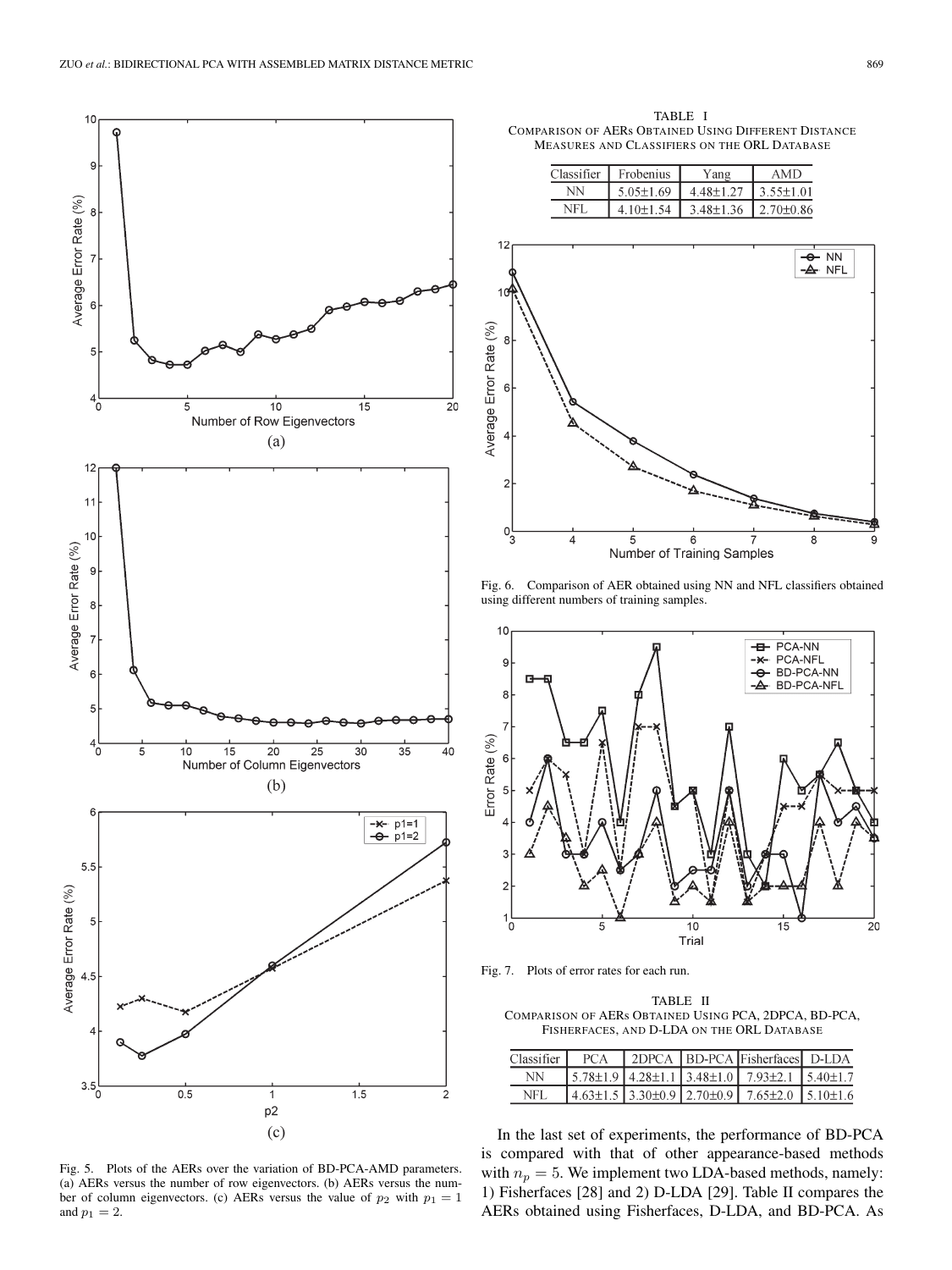Fig. 5. Plots of the AERs over the variation of BD-PCA-AMD parameters. (a) AERs versus the number of row eigenvectors. (b) AERs versus the number of column eigenvectors. (c) AERs versus the value of $p_2$ with $p_1 = 1$ and $p_1 = 2$.

TABLE I
COMPARISON OF AERs OBTAINED USING DIFFERENT DISTANCE MEASURES AND CLASSIFIERS ON THE ORL DATABASE

| Classifier | Frobenius | Yang | AMD |
|---|---|---|---|
| NN | 5.05±1.69 | 4.48±1.27 | 3.55±1.01 |
| NFL | 4.10±1.54 | 3.48±1.36 | 2.70±0.86 |

Fig. 6. Comparison of AER obtained using NN and NFL classifiers obtained using different numbers of training samples.

Fig. 7. Plots of error rates for each run.

TABLE II
COMPARISON OF AERs OBTAINED USING PCA, 2DPCA, BD-PCA, FISHERFACES, AND D-LDA ON THE ORL DATABASE

| Classifier | PCA | 2DPCA | BD-PCA | Fisherfaces | D-LDA |
|---|---|---|---|---|---|
| NN | 5.78±1.9 | 4.28±1.1 | 3.48±1.0 | 7.93±2.1 | 5.40±1.7 |
| NFL | 4.63±1.5 | 3.30±0.9 | 2.70±0.9 | 7.65±2.0 | 5.10±1.6 |

In the last set of experiments, the performance of BD-PCA is compared with that of other appearance-based methods with $n_p = 5$. We implement two LDA-based methods, namely: 1) Fisherfaces [28] and 2) D-LDA [29]. Table II compares the AERs obtained using Fisherfaces, D-LDA, and BD-PCA. As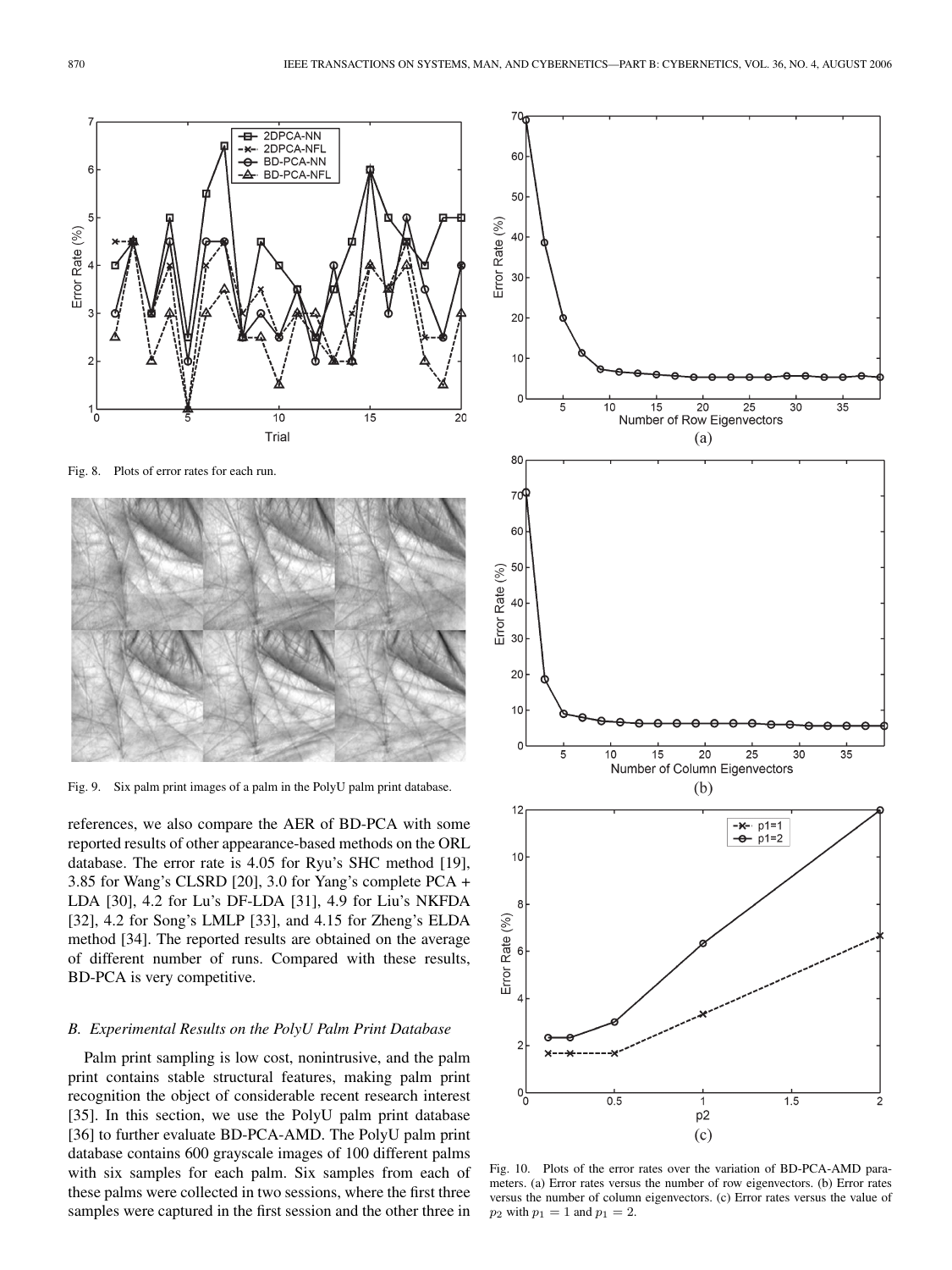Fig. 8. Plots of error rates for each run.

Fig. 9. Six palm print images of a palm in the PolyU palm print database.

references, we also compare the AER of BD-PCA with some reported results of other appearance-based methods on the ORL database. The error rate is 4.05 for Ryu's SHC method [19], 3.85 for Wang's CLSRD [20], 3.0 for Yang's complete PCA + LDA [30], 4.2 for Lu's DF-LDA [31], 4.9 for Liu's NKFDA [32], 4.2 for Song's LMLP [33], and 4.15 for Zheng's ELDA method [34]. The reported results are obtained on the average of different number of runs. Compared with these results, BD-PCA is very competitive.

### *B. Experimental Results on the PolyU Palm Print Database*

Palm print sampling is low cost, nonintrusive, and the palm print contains stable structural features, making palm print recognition the object of considerable recent research interest [35]. In this section, we use the PolyU palm print database [36] to further evaluate BD-PCA-AMD. The PolyU palm print database contains 600 grayscale images of 100 different palms with six samples for each palm. Six samples from each of these palms were collected in two sessions, where the first three samples were captured in the first session and the other three in

Fig. 10. Plots of the error rates over the variation of BD-PCA-AMD parameters. (a) Error rates versus the number of row eigenvectors. (b) Error rates versus the number of column eigenvectors. (c) Error rates versus the value of $p_2$ with $p_1 = 1$ and $p_1 = 2$.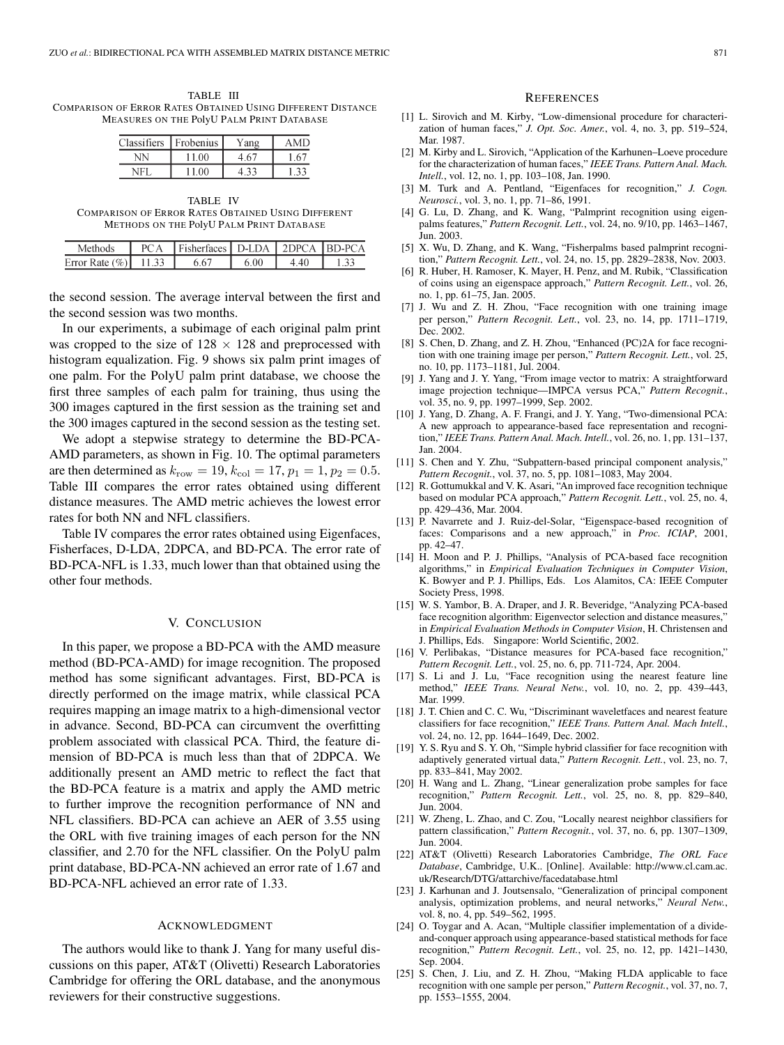TABLE III
COMPARISON OF ERROR RATES OBTAINED USING DIFFERENT DISTANCE MEASURES ON THE POLYU PALM PRINT DATABASE

| Classifiers | Frobenius | Yang | AMD |
|---|---|---|---|
| NN | 11.00 | 4.67 | 1.67 |
| NFL | 11.00 | 4.33 | 1.33 |

TABLE IV
COMPARISON OF ERROR RATES OBTAINED USING DIFFERENT METHODS ON THE POLYU PALM PRINT DATABASE

| Methods | PCA | Fisherfaces | D-LDA | 2DPCA | BD-PCA |
|---|---|---|---|---|---|
| Error Rate (%) | 11.33 | 6.67 | 6.00 | 4.40 | 1.33 |

the second session. The average interval between the first and the second session was two months.

In our experiments, a subimage of each original palm print was cropped to the size of 128 × 128 and preprocessed with histogram equalization. Fig. 9 shows six palm print images of one palm. For the PolyU palm print database, we choose the first three samples of each palm for training, thus using the 300 images captured in the first session as the training set and the 300 images captured in the second session as the testing set.

We adopt a stepwise strategy to determine the BD-PCA-AMD parameters, as shown in Fig. 10. The optimal parameters are then determined as $k_{\text{row}} = 19, k_{\text{col}} = 17, p_1 = 1, p_2 = 0.5$. Table III compares the error rates obtained using different distance measures. The AMD metric achieves the lowest error rates for both NN and NFL classifiers.

Table IV compares the error rates obtained using Eigenfaces, Fisherfaces, D-LDA, 2DPCA, and BD-PCA. The error rate of BD-PCA-NFL is 1.33, much lower than that obtained using the other four methods.

## V. CONCLUSION

In this paper, we propose a BD-PCA with the AMD measure method (BD-PCA-AMD) for image recognition. The proposed method has some significant advantages. First, BD-PCA is directly performed on the image matrix, while classical PCA requires mapping an image matrix to a high-dimensional vector in advance. Second, BD-PCA can circumvent the overfitting problem associated with classical PCA. Third, the feature dimension of BD-PCA is much less than that of 2DPCA. We additionally present an AMD metric to reflect the fact that the BD-PCA feature is a matrix and apply the AMD metric to further improve the recognition performance of NN and NFL classifiers. BD-PCA can achieve an AER of 3.55 using the ORL with five training images of each person for the NN classifier, and 2.70 for the NFL classifier. On the PolyU palm print database, BD-PCA-NN achieved an error rate of 1.67 and BD-PCA-NFL achieved an error rate of 1.33.

## ACKNOWLEDGMENT

The authors would like to thank J. Yang for many useful discussions on this paper, AT&T (Olivetti) Research Laboratories Cambridge for offering the ORL database, and the anonymous reviewers for their constructive suggestions.

## REFERENCES

[1] L. Sirovich and M. Kirby, "Low-dimensional procedure for characterization of human faces," *J. Opt. Soc. Amer.*, vol. 4, no. 3, pp. 519–524, Mar. 1987.

[2] M. Kirby and L. Sirovich, "Application of the Karhunen–Loeve procedure for the characterization of human faces," *IEEE Trans. Pattern Anal. Mach. Intell.*, vol. 12, no. 1, pp. 103–108, Jan. 1990.

[3] M. Turk and A. Pentland, "Eigenfaces for recognition," *J. Cogn. Neurosci.*, vol. 3, no. 1, pp. 71–86, 1991.

[4] G. Lu, D. Zhang, and K. Wang, "Palmprint recognition using eigenpalms features," *Pattern Recognit. Lett.*, vol. 24, no. 9/10, pp. 1463–1467, Jun. 2003.

[5] X. Wu, D. Zhang, and K. Wang, "Fisherpalms based palmprint recognition," *Pattern Recognit. Lett.*, vol. 24, no. 15, pp. 2829–2838, Nov. 2003.

[6] R. Huber, H. Ramoser, K. Mayer, H. Penz, and M. Rubik, "Classification of coins using an eigenspace approach," *Pattern Recognit. Lett.*, vol. 26, no. 1, pp. 61–75, Jan. 2005.

[7] J. Wu and Z. H. Zhou, "Face recognition with one training image per person," *Pattern Recognit. Lett.*, vol. 23, no. 14, pp. 1711–1719, Dec. 2002.

[8] S. Chen, D. Zhang, and Z. H. Zhou, "Enhanced (PC)2A for face recognition with one training image per person," *Pattern Recognit. Lett.*, vol. 25, no. 10, pp. 1173–1181, Jul. 2004.

[9] J. Yang and J. Y. Yang, "From image vector to matrix: A straightforward image projection technique—IMPCA versus PCA," *Pattern Recognit.*, vol. 35, no. 9, pp. 1997–1999, Sep. 2002.

[10] J. Yang, D. Zhang, A. F. Frangi, and J. Y. Yang, "Two-dimensional PCA: A new approach to appearance-based face representation and recognition," *IEEE Trans. Pattern Anal. Mach. Intell.*, vol. 26, no. 1, pp. 131–137, Jan. 2004.

[11] S. Chen and Y. Zhu, "Subpattern-based principal component analysis," *Pattern Recognit.*, vol. 37, no. 5, pp. 1081–1083, May 2004.

[12] R. Gottumukkal and V. K. Asari, "An improved face recognition technique based on modular PCA approach," *Pattern Recognit. Lett.*, vol. 25, no. 4, pp. 429–436, Mar. 2004.

[13] P. Navarrete and J. Ruiz-del-Solar, "Eigenspace-based recognition of faces: Comparisons and a new approach," in *Proc. ICIAP*, 2001, pp. 42–47.

[14] H. Moon and P. J. Phillips, "Analysis of PCA-based face recognition algorithms," in *Empirical Evaluation Techniques in Computer Vision*, K. Bowyer and P. J. Phillips, Eds. Los Alamitos, CA: IEEE Computer Society Press, 1998.

[15] W. S. Yambor, B. A. Draper, and J. R. Beveridge, "Analyzing PCA-based face recognition algorithm: Eigenvector selection and distance measures," in *Empirical Evaluation Methods in Computer Vision*, H. Christensen and J. Phillips, Eds. Singapore: World Scientific, 2002.

[16] V. Perlibakas, "Distance measures for PCA-based face recognition," *Pattern Recognit. Lett.*, vol. 25, no. 6, pp. 711–724, Apr. 2004.

[17] S. Li and J. Lu, "Face recognition using the nearest feature line method," *IEEE Trans. Neural Netw.*, vol. 10, no. 2, pp. 439–443, Mar. 1999.

[18] J. T. Chien and C. C. Wu, "Discriminant waveletfaces and nearest feature classifiers for face recognition," *IEEE Trans. Pattern Anal. Mach Intell.*, vol. 24, no. 12, pp. 1644–1649, Dec. 2002.

[19] Y. S. Ryu and S. Y. Oh, "Simple hybrid classifier for face recognition with adaptively generated virtual data," *Pattern Recognit. Lett.*, vol. 23, no. 7, pp. 833–841, May 2002.

[20] H. Wang and L. Zhang, "Linear generalization probe samples for face recognition," *Pattern Recognit. Lett.*, vol. 25, no. 8, pp. 829–840, Jun. 2004.

[21] W. Zheng, L. Zhao, and C. Zou, "Locally nearest neighbor classifiers for pattern classification," *Pattern Recognit.*, vol. 37, no. 6, pp. 1307–1309, Jun. 2004.

[22] AT&T (Olivetti) Research Laboratories Cambridge, *The ORL Face Database*, Cambridge, U.K.. [Online]. Available: http://www.cl.cam.ac.uk/Research/DTG/attarchive/facedatabase.html

[23] J. Karhunan and J. Joutsensalo, "Generalization of principal component analysis, optimization problems, and neural networks," *Neural Netw.*, vol. 8, no. 4, pp. 549–562, 1995.

[24] O. Toygar and A. Acan, "Multiple classifier implementation of a divide-and-conquer approach using appearance-based statistical methods for face recognition," *Pattern Recognit. Lett.*, vol. 25, no. 12, pp. 1421–1430, Sep. 2004.

[25] S. Chen, J. Liu, and Z. H. Zhou, "Making FLDA applicable to face recognition with one sample per person," *Pattern Recognit.*, vol. 37, no. 7, pp. 1553–1555, 2004.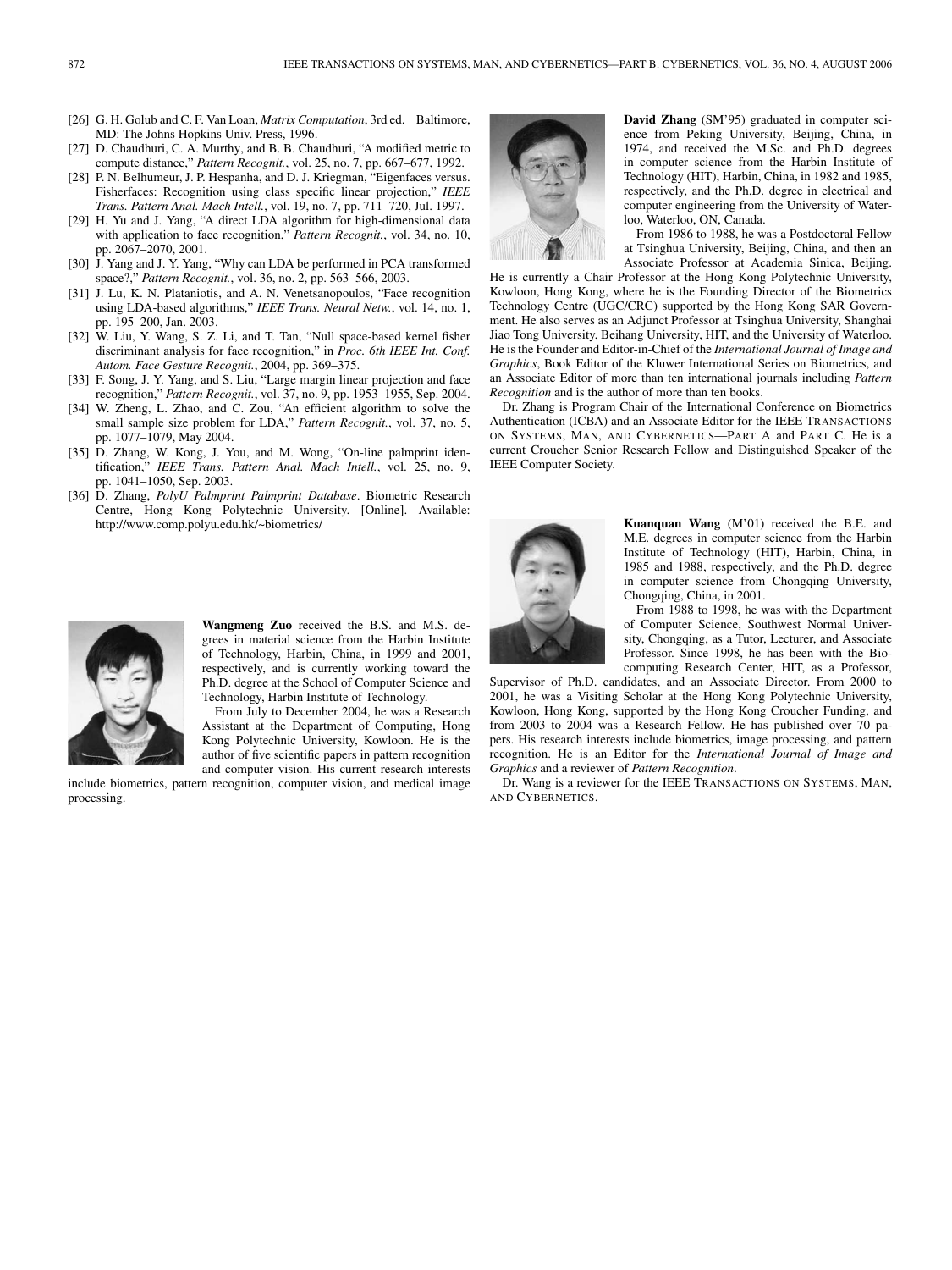[26] G. H. Golub and C. F. Van Loan, *Matrix Computation*, 3rd ed. Baltimore, MD: The Johns Hopkins Univ. Press, 1996.

[27] D. Chaudhuri, C. A. Murthy, and B. B. Chaudhuri, "A modified metric to compute distance," *Pattern Recognit.*, vol. 25, no. 7, pp. 667–677, 1992.

[28] P. N. Belhumeur, J. P. Hespanha, and D. J. Kriegman, "Eigenfaces versus. Fisherfaces: Recognition using class specific linear projection," *IEEE Trans. Pattern Anal. Mach Intell.*, vol. 19, no. 7, pp. 711–720, Jul. 1997.

[29] H. Yu and J. Yang, "A direct LDA algorithm for high-dimensional data with application to face recognition," *Pattern Recognit.*, vol. 34, no. 10, pp. 2067–2070, 2001.

[30] J. Yang and J. Y. Yang, "Why can LDA be performed in PCA transformed space?," *Pattern Recognit.*, vol. 36, no. 2, pp. 563–566, 2003.

[31] J. Lu, K. N. Plataniotis, and A. N. Venetsanopoulos, "Face recognition using LDA-based algorithms," *IEEE Trans. Neural Netw.*, vol. 14, no. 1, pp. 195–200, Jan. 2003.

[32] W. Liu, Y. Wang, S. Z. Li, and T. Tan, "Null space-based kernel fisher discriminant analysis for face recognition," in *Proc. 6th IEEE Int. Conf. Autom. Face Gesture Recognit.*, 2004, pp. 369–375.

[33] F. Song, J. Y. Yang, and S. Liu, "Large margin linear projection and face recognition," *Pattern Recognit.*, vol. 37, no. 9, pp. 1953–1955, Sep. 2004.

[34] W. Zheng, L. Zhao, and C. Zou, "An efficient algorithm to solve the small sample size problem for LDA," *Pattern Recognit.*, vol. 37, no. 5, pp. 1077–1079, May 2004.

[35] D. Zhang, W. Kong, J. You, and M. Wong, "On-line palmprint identification," *IEEE Trans. Pattern Anal. Mach Intell.*, vol. 25, no. 9, pp. 1041–1050, Sep. 2003.

[36] D. Zhang, *PolyU Palmprint Palmprint Database*. Biometric Research Centre, Hong Kong Polytechnic University. [Online]. Available: http://www.comp.polyu.edu.hk/~biometrics/

**Wangmeng Zuo** received the B.S. and M.S. degrees in material science from the Harbin Institute of Technology, Harbin, China, in 1999 and 2001, respectively, and is currently working toward the Ph.D. degree at the School of Computer Science and Technology, Harbin Institute of Technology.

From July to December 2004, he was a Research Assistant at the Department of Computing, Hong Kong Polytechnic University, Kowloon. He is the author of five scientific papers in pattern recognition and computer vision. His current research interests include biometrics, pattern recognition, computer vision, and medical image processing.

**David Zhang** (SM'95) graduated in computer science from Peking University, Beijing, China, in 1974, and received the M.Sc. and Ph.D. degrees in computer science from the Harbin Institute of Technology (HIT), Harbin, China, in 1982 and 1985, respectively, and the Ph.D. degree in electrical and computer engineering from the University of Waterloo, Waterloo, ON, Canada.

From 1986 to 1988, he was a Postdoctoral Fellow at Tsinghua University, Beijing, China, and then an Associate Professor at Academia Sinica, Beijing. He is currently a Chair Professor at the Hong Kong Polytechnic University, Kowloon, Hong Kong, where he is the Founding Director of the Biometrics Technology Centre (UGC/CRC) supported by the Hong Kong SAR Government. He also serves as an Adjunct Professor at Tsinghua University, Shanghai Jiao Tong University, Beihang University, HIT, and the University of Waterloo. He is the Founder and Editor-in-Chief of the *International Journal of Image and Graphics*, Book Editor of the Kluwer International Series on Biometrics, and an Associate Editor of more than ten international journals including *Pattern Recognition* and is the author of more than ten books.

Dr. Zhang is Program Chair of the International Conference on Biometrics Authentication (ICBA) and an Associate Editor for the IEEE TRANSACTIONS ON SYSTEMS, MAN, AND CYBERNETICS—PART A and PART C. He is a current Croucher Senior Research Fellow and Distinguished Speaker of the IEEE Computer Society.

**Kuanquan Wang** (M'01) received the B.E. and M.E. degrees in computer science from the Harbin Institute of Technology (HIT), Harbin, China, in 1985 and 1988, respectively, and the Ph.D. degree in computer science from Chongqing University, Chongqing, China, in 2001.

From 1988 to 1998, he was with the Department of Computer Science, Southwest Normal University, Chongqing, as a Tutor, Lecturer, and Associate Professor. Since 1998, he has been with the Biocomputing Research Center, HIT, as a Professor, Supervisor of Ph.D. candidates, and an Associate Director. From 2000 to 2001, he was a Visiting Scholar at the Hong Kong Polytechnic University, Kowloon, Hong Kong, supported by the Hong Kong Croucher Funding, and from 2003 to 2004 was a Research Fellow. He has published over 70 papers. His research interests include biometrics, image processing, and pattern recognition. He is an Editor for the *International Journal of Image and Graphics* and a reviewer of *Pattern Recognition*.

Dr. Wang is a reviewer for the IEEE TRANSACTIONS ON SYSTEMS, MAN, AND CYBERNETICS.